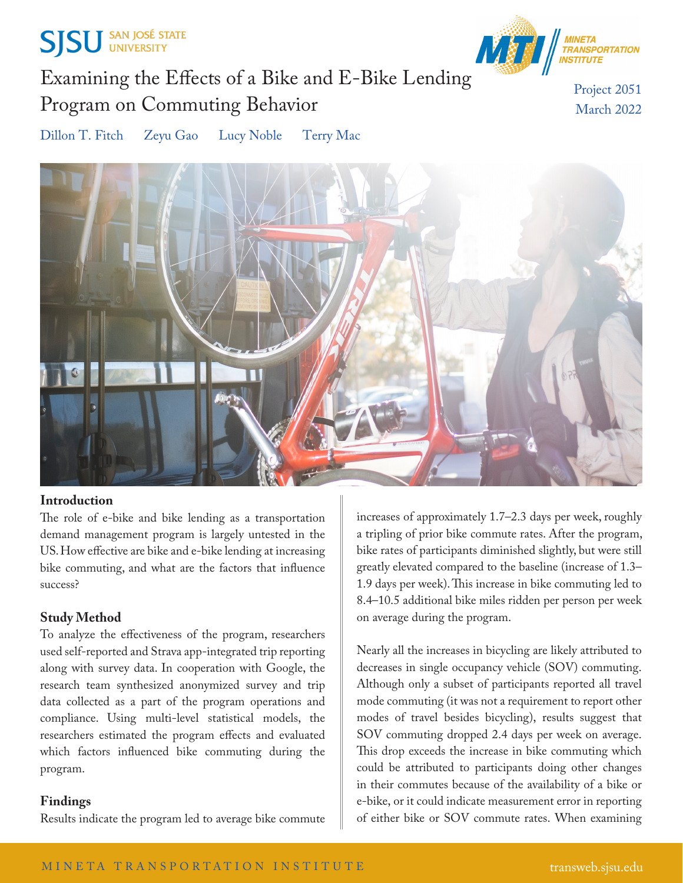SJSU SAN JOSÉ STATE UNIVERSITY

MINETA TRANSPORTATION INSTITUTE

# Examining the Effects of a Bike and E-Bike Lending Program on Commuting Behavior

Project 2051
March 2022

Dillon T. Fitch Zeyu Gao Lucy Noble Terry Mac

## Introduction

The role of e-bike and bike lending as a transportation demand management program is largely untested in the US. How effective are bike and e-bike lending at increasing bike commuting, and what are the factors that influence success?

## Study Method

To analyze the effectiveness of the program, researchers used self-reported and Strava app-integrated trip reporting along with survey data. In cooperation with Google, the research team synthesized anonymized survey and trip data collected as a part of the program operations and compliance. Using multi-level statistical models, the researchers estimated the program effects and evaluated which factors influenced bike commuting during the program.

## Findings

Results indicate the program led to average bike commute increases of approximately 1.7–2.3 days per week, roughly a tripling of prior bike commute rates. After the program, bike rates of participants diminished slightly, but were still greatly elevated compared to the baseline (increase of 1.3–1.9 days per week). This increase in bike commuting led to 8.4–10.5 additional bike miles ridden per person per week on average during the program.

Nearly all the increases in bicycling are likely attributed to decreases in single occupancy vehicle (SOV) commuting. Although only a subset of participants reported all travel mode commuting (it was not a requirement to report other modes of travel besides bicycling), results suggest that SOV commuting dropped 2.4 days per week on average. This drop exceeds the increase in bike commuting which could be attributed to participants doing other changes in their commutes because of the availability of a bike or e-bike, or it could indicate measurement error in reporting of either bike or SOV commute rates. When examining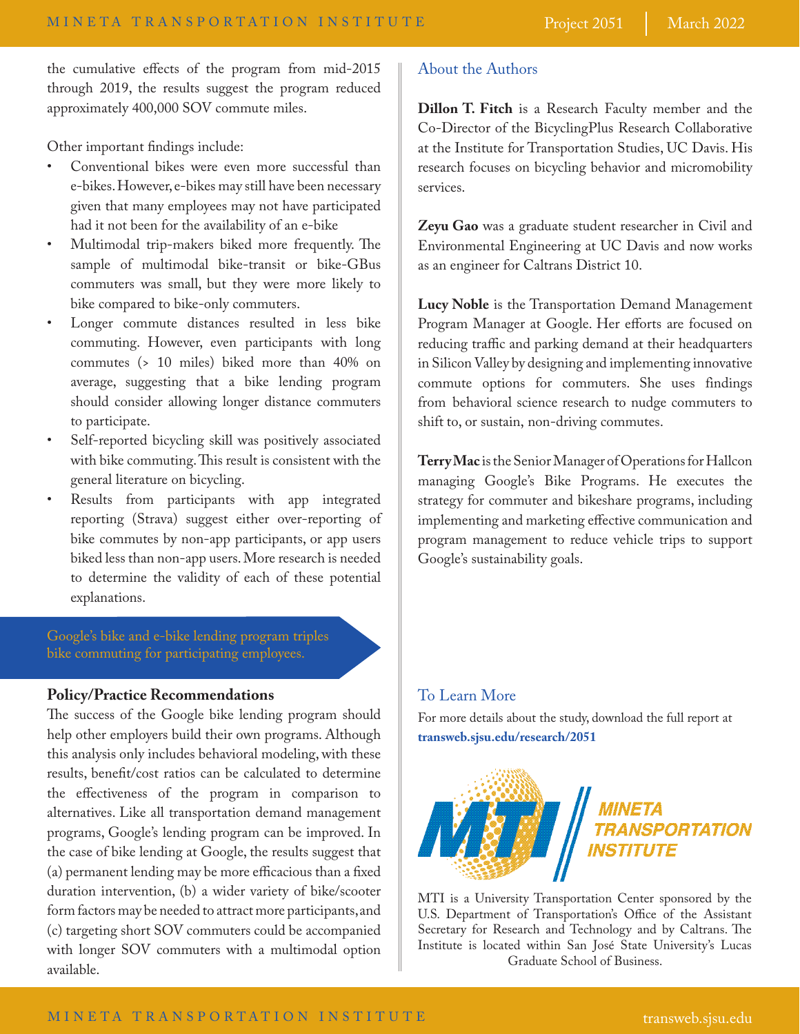the cumulative effects of the program from mid-2015 through 2019, the results suggest the program reduced approximately 400,000 SOV commute miles.

Other important findings include:

- Conventional bikes were even more successful than e-bikes. However, e-bikes may still have been necessary given that many employees may not have participated had it not been for the availability of an e-bike
- Multimodal trip-makers biked more frequently. The sample of multimodal bike-transit or bike-GBus commuters was small, but they were more likely to bike compared to bike-only commuters.
- Longer commute distances resulted in less bike commuting. However, even participants with long commutes (> 10 miles) biked more than 40% on average, suggesting that a bike lending program should consider allowing longer distance commuters to participate.
- Self-reported bicycling skill was positively associated with bike commuting. This result is consistent with the general literature on bicycling.
- Results from participants with app integrated reporting (Strava) suggest either over-reporting of bike commutes by non-app participants, or app users biked less than non-app users. More research is needed to determine the validity of each of these potential explanations.

Google's bike and e-bike lending program triples bike commuting for participating employees.

### Policy/Practice Recommendations

The success of the Google bike lending program should help other employers build their own programs. Although this analysis only includes behavioral modeling, with these results, benefit/cost ratios can be calculated to determine the effectiveness of the program in comparison to alternatives. Like all transportation demand management programs, Google's lending program can be improved. In the case of bike lending at Google, the results suggest that (a) permanent lending may be more efficacious than a fixed duration intervention, (b) a wider variety of bike/scooter form factors may be needed to attract more participants, and (c) targeting short SOV commuters could be accompanied with longer SOV commuters with a multimodal option available.

## About the Authors

**Dillon T. Fitch** is a Research Faculty member and the Co-Director of the BicyclingPlus Research Collaborative at the Institute for Transportation Studies, UC Davis. His research focuses on bicycling behavior and micromobility services.

**Zeyu Gao** was a graduate student researcher in Civil and Environmental Engineering at UC Davis and now works as an engineer for Caltrans District 10.

**Lucy Noble** is the Transportation Demand Management Program Manager at Google. Her efforts are focused on reducing traffic and parking demand at their headquarters in Silicon Valley by designing and implementing innovative commute options for commuters. She uses findings from behavioral science research to nudge commuters to shift to, or sustain, non-driving commutes.

**Terry Mac** is the Senior Manager of Operations for Hallcon managing Google's Bike Programs. He executes the strategy for commuter and bikeshare programs, including implementing and marketing effective communication and program management to reduce vehicle trips to support Google's sustainability goals.

## To Learn More

For more details about the study, download the full report at **transweb.sjsu.edu/research/2051**

MTI MINETA TRANSPORTATION INSTITUTE

MTI is a University Transportation Center sponsored by the U.S. Department of Transportation's Office of the Assistant Secretary for Research and Technology and by Caltrans. The Institute is located within San José State University's Lucas Graduate School of Business.